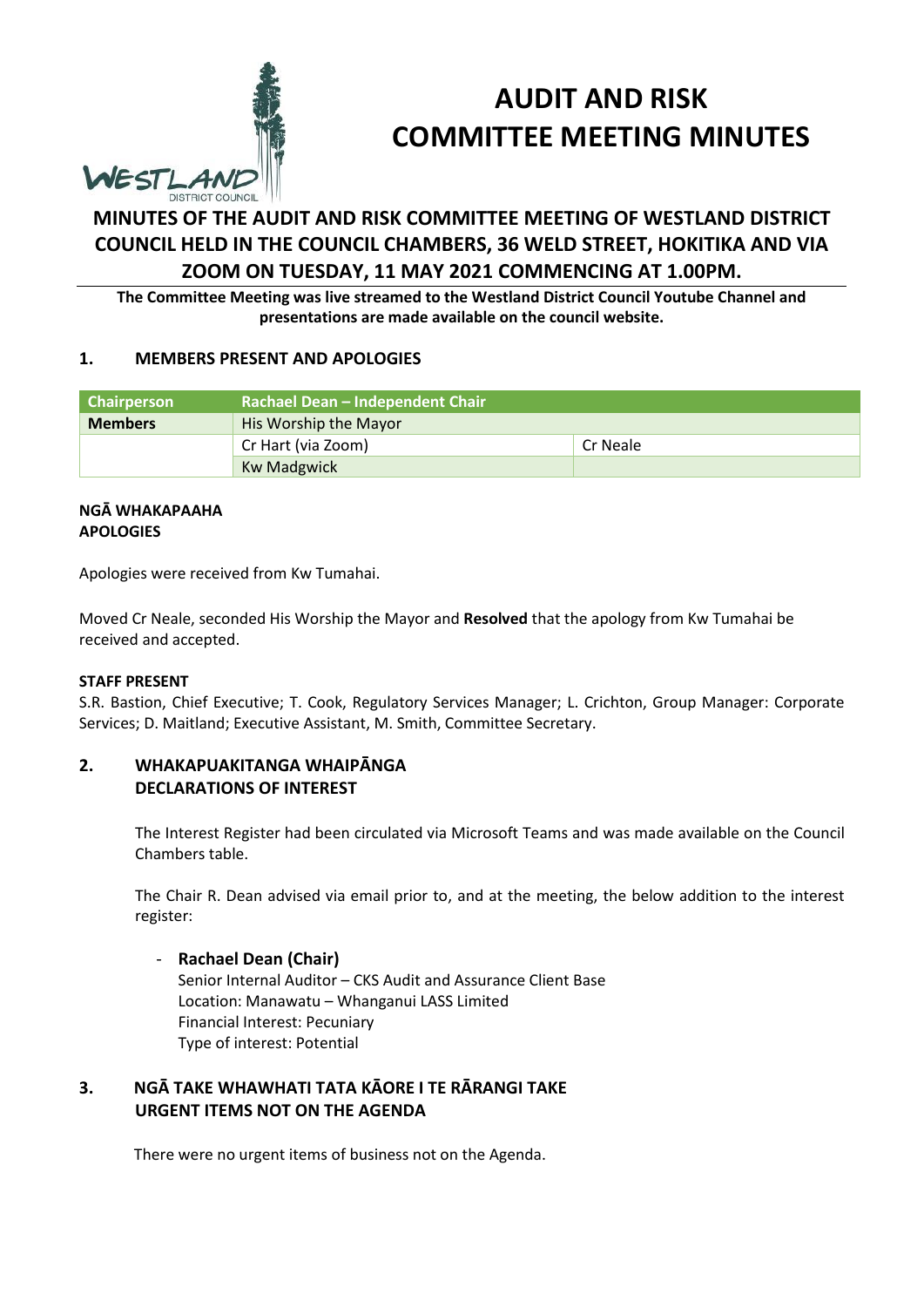# AUDIT AND RISK COMMITTEE MEETING MINUTES

## MINUTES OF THE AUDIT AND RISK COMMITTEE MEETING OF WESTLAND DISTRICT COUNCIL HELD IN THE COUNCIL CHAMBERS, 36 WELD STREET, HOKITIKA AND VIA ZOOM ON TUESDAY, 11 MAY 2021 COMMENCING AT 1.00PM.

**The Committee Meeting was live streamed to the Westland District Council Youtube Channel and presentations are made available on the council website.**

### 1. MEMBERS PRESENT AND APOLOGIES

| Chairperson | Rachael Dean – Independent Chair | |
|---|---|---|
| **Members** | His Worship the Mayor | |
| | Cr Hart (via Zoom) | Cr Neale |
| | Kw Madgwick | |

**NGĀ WHAKAPAAHA**
**APOLOGIES**

Apologies were received from Kw Tumahai.

Moved Cr Neale, seconded His Worship the Mayor and **Resolved** that the apology from Kw Tumahai be received and accepted.

**STAFF PRESENT**

S.R. Bastion, Chief Executive; T. Cook, Regulatory Services Manager; L. Crichton, Group Manager: Corporate Services; D. Maitland; Executive Assistant, M. Smith, Committee Secretary.

### 2. WHAKAPUAKITANGA WHAIPĀNGA DECLARATIONS OF INTEREST

The Interest Register had been circulated via Microsoft Teams and was made available on the Council Chambers table.

The Chair R. Dean advised via email prior to, and at the meeting, the below addition to the interest register:

- **Rachael Dean (Chair)**
  Senior Internal Auditor – CKS Audit and Assurance Client Base
  Location: Manawatu – Whanganui LASS Limited
  Financial Interest: Pecuniary
  Type of interest: Potential

### 3. NGĀ TAKE WHAWHATI TATA KĀORE I TE RĀRANGI TAKE URGENT ITEMS NOT ON THE AGENDA

There were no urgent items of business not on the Agenda.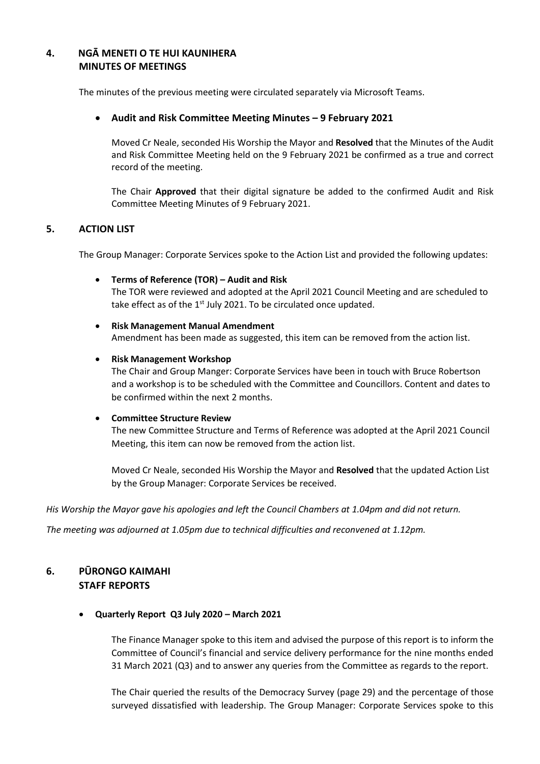## 4. NGĀ MENETI O TE HUI KAUNIHERA
## MINUTES OF MEETINGS

The minutes of the previous meeting were circulated separately via Microsoft Teams.

- **Audit and Risk Committee Meeting Minutes – 9 February 2021**

  Moved Cr Neale, seconded His Worship the Mayor and **Resolved** that the Minutes of the Audit and Risk Committee Meeting held on the 9 February 2021 be confirmed as a true and correct record of the meeting.

  The Chair **Approved** that their digital signature be added to the confirmed Audit and Risk Committee Meeting Minutes of 9 February 2021.

## 5. ACTION LIST

The Group Manager: Corporate Services spoke to the Action List and provided the following updates:

- **Terms of Reference (TOR) – Audit and Risk**
  The TOR were reviewed and adopted at the April 2021 Council Meeting and are scheduled to take effect as of the 1st July 2021. To be circulated once updated.

- **Risk Management Manual Amendment**
  Amendment has been made as suggested, this item can be removed from the action list.

- **Risk Management Workshop**
  The Chair and Group Manger: Corporate Services have been in touch with Bruce Robertson and a workshop is to be scheduled with the Committee and Councillors. Content and dates to be confirmed within the next 2 months.

- **Committee Structure Review**
  The new Committee Structure and Terms of Reference was adopted at the April 2021 Council Meeting, this item can now be removed from the action list.

  Moved Cr Neale, seconded His Worship the Mayor and **Resolved** that the updated Action List by the Group Manager: Corporate Services be received.

*His Worship the Mayor gave his apologies and left the Council Chambers at 1.04pm and did not return.*

*The meeting was adjourned at 1.05pm due to technical difficulties and reconvened at 1.12pm.*

## 6. PŪRONGO KAIMAHI
## STAFF REPORTS

- **Quarterly Report Q3 July 2020 – March 2021**

  The Finance Manager spoke to this item and advised the purpose of this report is to inform the Committee of Council's financial and service delivery performance for the nine months ended 31 March 2021 (Q3) and to answer any queries from the Committee as regards to the report.

  The Chair queried the results of the Democracy Survey (page 29) and the percentage of those surveyed dissatisfied with leadership. The Group Manager: Corporate Services spoke to this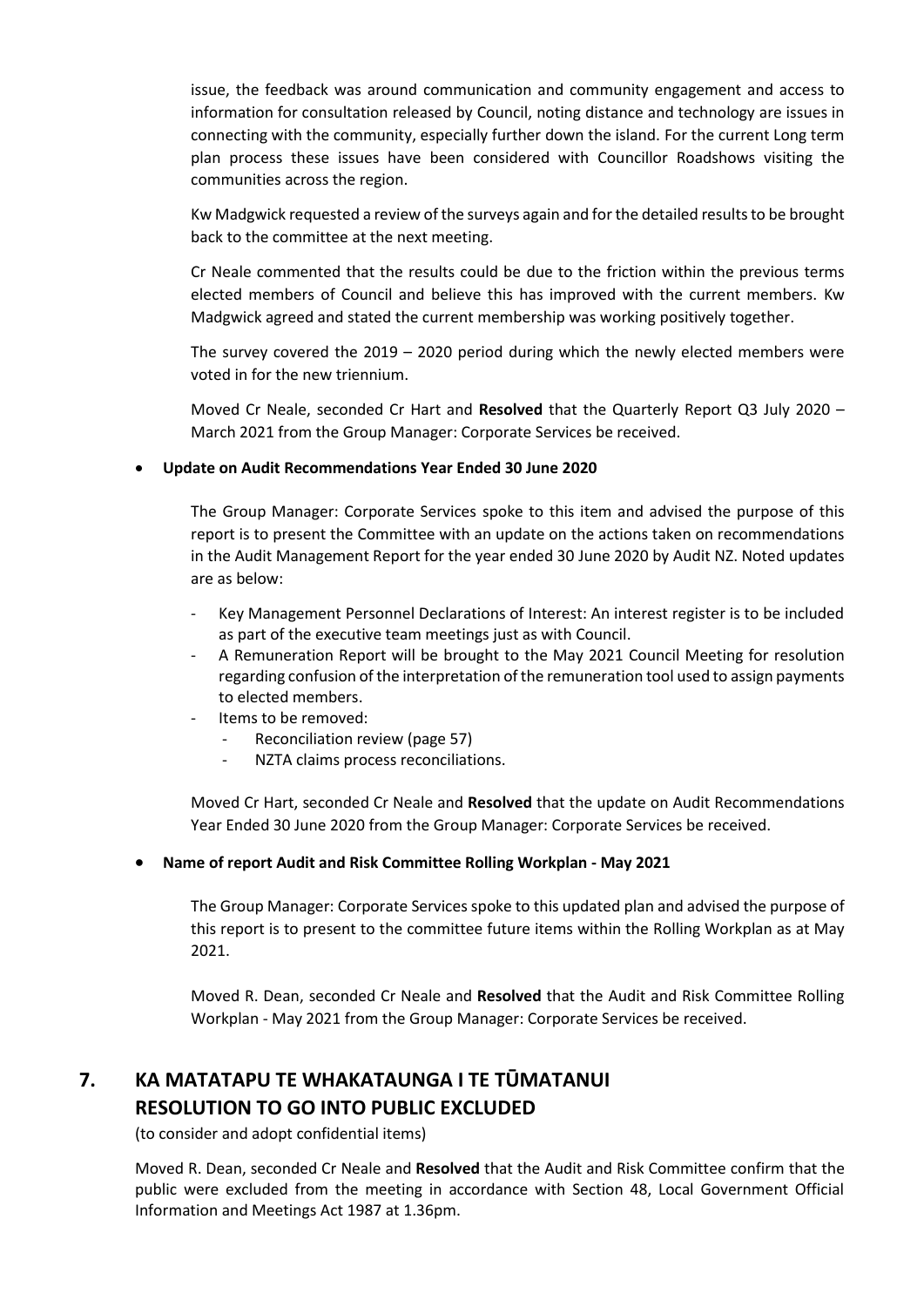issue, the feedback was around communication and community engagement and access to information for consultation released by Council, noting distance and technology are issues in connecting with the community, especially further down the island. For the current Long term plan process these issues have been considered with Councillor Roadshows visiting the communities across the region.

Kw Madgwick requested a review of the surveys again and for the detailed results to be brought back to the committee at the next meeting.

Cr Neale commented that the results could be due to the friction within the previous terms elected members of Council and believe this has improved with the current members. Kw Madgwick agreed and stated the current membership was working positively together.

The survey covered the 2019 – 2020 period during which the newly elected members were voted in for the new triennium.

Moved Cr Neale, seconded Cr Hart and **Resolved** that the Quarterly Report Q3 July 2020 – March 2021 from the Group Manager: Corporate Services be received.

- **Update on Audit Recommendations Year Ended 30 June 2020**

  The Group Manager: Corporate Services spoke to this item and advised the purpose of this report is to present the Committee with an update on the actions taken on recommendations in the Audit Management Report for the year ended 30 June 2020 by Audit NZ. Noted updates are as below:

  - Key Management Personnel Declarations of Interest: An interest register is to be included as part of the executive team meetings just as with Council.
  - A Remuneration Report will be brought to the May 2021 Council Meeting for resolution regarding confusion of the interpretation of the remuneration tool used to assign payments to elected members.
  - Items to be removed:
    - Reconciliation review (page 57)
    - NZTA claims process reconciliations.

  Moved Cr Hart, seconded Cr Neale and **Resolved** that the update on Audit Recommendations Year Ended 30 June 2020 from the Group Manager: Corporate Services be received.

- **Name of report Audit and Risk Committee Rolling Workplan - May 2021**

  The Group Manager: Corporate Services spoke to this updated plan and advised the purpose of this report is to present to the committee future items within the Rolling Workplan as at May 2021.

  Moved R. Dean, seconded Cr Neale and **Resolved** that the Audit and Risk Committee Rolling Workplan - May 2021 from the Group Manager: Corporate Services be received.

## 7. KA MATATAPU TE WHAKATAUNGA I TE TŪMATANUI RESOLUTION TO GO INTO PUBLIC EXCLUDED

(to consider and adopt confidential items)

Moved R. Dean, seconded Cr Neale and **Resolved** that the Audit and Risk Committee confirm that the public were excluded from the meeting in accordance with Section 48, Local Government Official Information and Meetings Act 1987 at 1.36pm.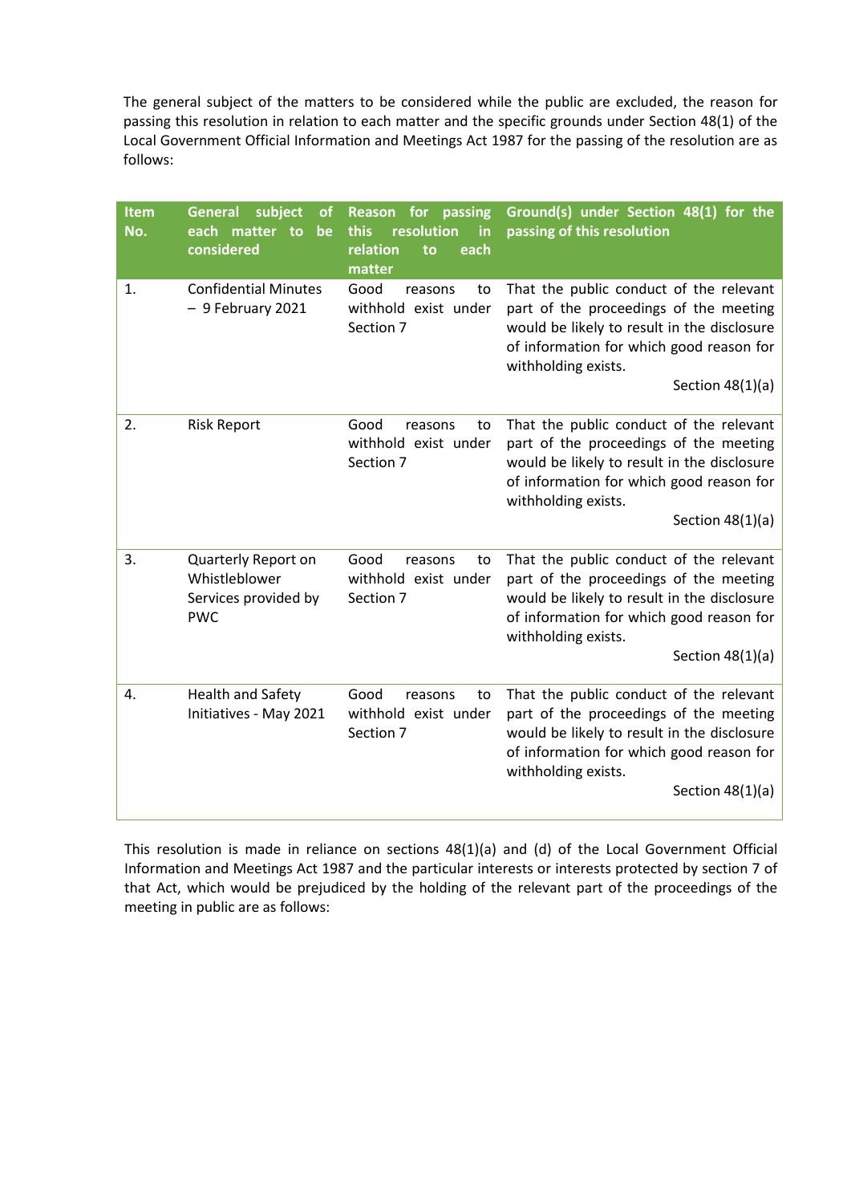The general subject of the matters to be considered while the public are excluded, the reason for passing this resolution in relation to each matter and the specific grounds under Section 48(1) of the Local Government Official Information and Meetings Act 1987 for the passing of the resolution are as follows:

| Item No. | General subject of each matter to be considered | Reason for passing this resolution in relation to each matter | Ground(s) under Section 48(1) for the passing of this resolution |
|---|---|---|---|
| 1. | Confidential Minutes – 9 February 2021 | Good reasons to withhold exist under Section 7 | That the public conduct of the relevant part of the proceedings of the meeting would be likely to result in the disclosure of information for which good reason for withholding exists. Section 48(1)(a) |
| 2. | Risk Report | Good reasons to withhold exist under Section 7 | That the public conduct of the relevant part of the proceedings of the meeting would be likely to result in the disclosure of information for which good reason for withholding exists. Section 48(1)(a) |
| 3. | Quarterly Report on Whistleblower Services provided by PWC | Good reasons to withhold exist under Section 7 | That the public conduct of the relevant part of the proceedings of the meeting would be likely to result in the disclosure of information for which good reason for withholding exists. Section 48(1)(a) |
| 4. | Health and Safety Initiatives - May 2021 | Good reasons to withhold exist under Section 7 | That the public conduct of the relevant part of the proceedings of the meeting would be likely to result in the disclosure of information for which good reason for withholding exists. Section 48(1)(a) |

This resolution is made in reliance on sections 48(1)(a) and (d) of the Local Government Official Information and Meetings Act 1987 and the particular interests or interests protected by section 7 of that Act, which would be prejudiced by the holding of the relevant part of the proceedings of the meeting in public are as follows: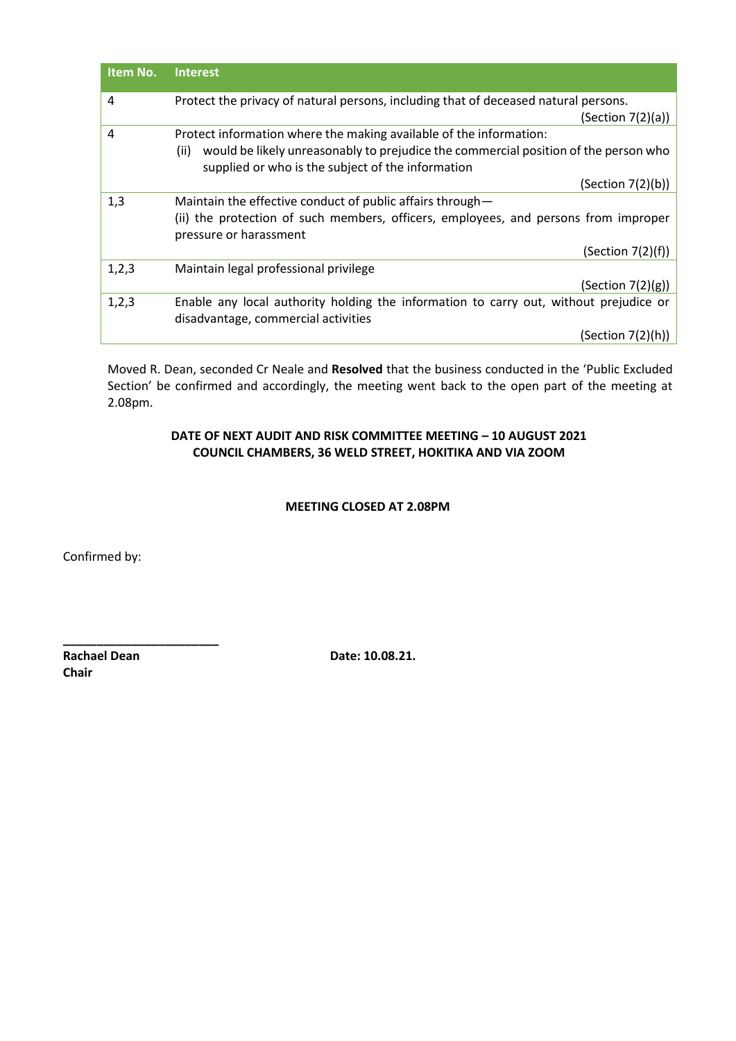| Item No. | Interest |
|---|---|
| 4 | Protect the privacy of natural persons, including that of deceased natural persons. (Section 7(2)(a)) |
| 4 | Protect information where the making available of the information: (ii) would be likely unreasonably to prejudice the commercial position of the person who supplied or who is the subject of the information (Section 7(2)(b)) |
| 1,3 | Maintain the effective conduct of public affairs through— (ii) the protection of such members, officers, employees, and persons from improper pressure or harassment (Section 7(2)(f)) |
| 1,2,3 | Maintain legal professional privilege (Section 7(2)(g)) |
| 1,2,3 | Enable any local authority holding the information to carry out, without prejudice or disadvantage, commercial activities (Section 7(2)(h)) |

Moved R. Dean, seconded Cr Neale and **Resolved** that the business conducted in the 'Public Excluded Section' be confirmed and accordingly, the meeting went back to the open part of the meeting at 2.08pm.

**DATE OF NEXT AUDIT AND RISK COMMITTEE MEETING – 10 AUGUST 2021**
**COUNCIL CHAMBERS, 36 WELD STREET, HOKITIKA AND VIA ZOOM**

**MEETING CLOSED AT 2.08PM**

Confirmed by:

______________________

**Rachael Dean** **Date: 10.08.21.**
**Chair**